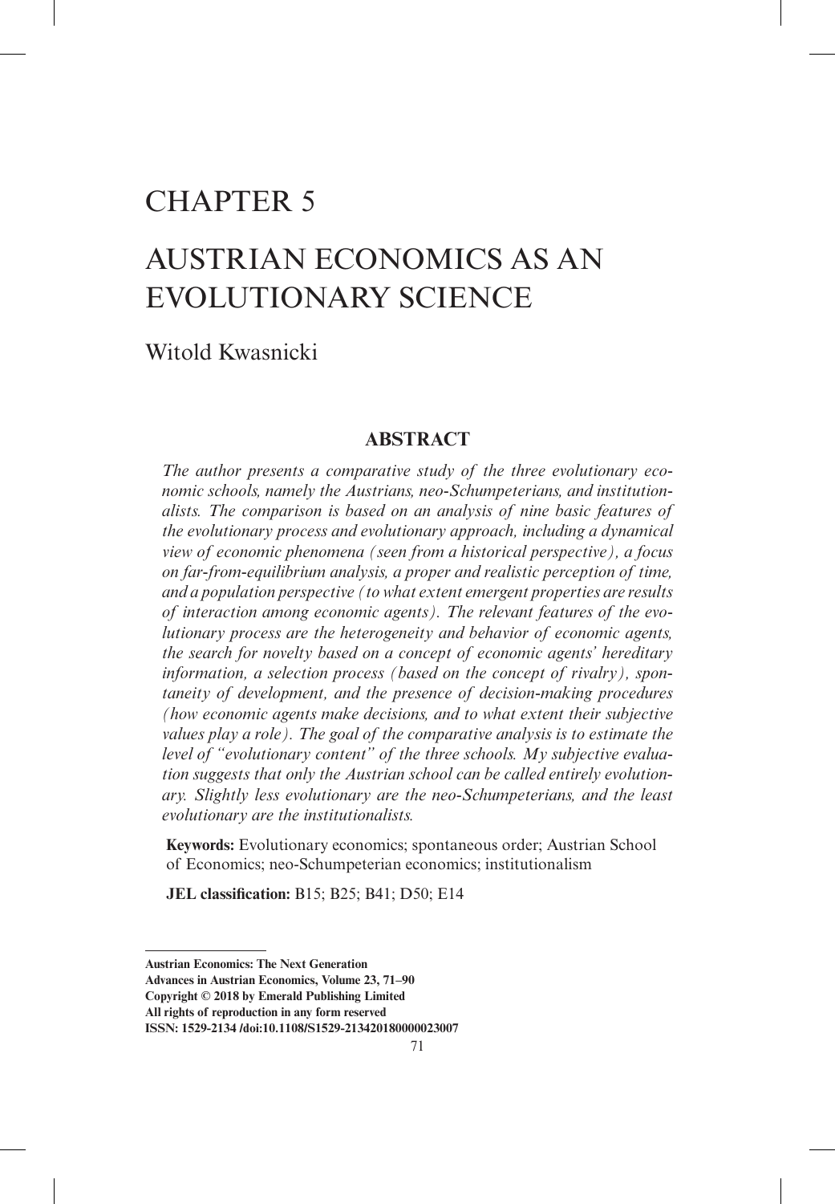# CHAPTER 5

# AUSTRIAN ECONOMICS AS AN EVOLUTIONARY SCIENCE

Witold Kwasnicki

## ABSTRACT

*The author presents a comparative study of the three evolutionary economic schools, namely the Austrians, neo-Schumpeterians, and institutionalists. The comparison is based on an analysis of nine basic features of the evolutionary process and evolutionary approach, including a dynamical view of economic phenomena (seen from a historical perspective), a focus on far-from-equilibrium analysis, a proper and realistic perception of time, and a population perspective (to what extent emergent properties are results of interaction among economic agents). The relevant features of the evolutionary process are the heterogeneity and behavior of economic agents, the search for novelty based on a concept of economic agents' hereditary information, a selection process (based on the concept of rivalry), spontaneity of development, and the presence of decision-making procedures (how economic agents make decisions, and to what extent their subjective values play a role). The goal of the comparative analysis is to estimate the level of "evolutionary content" of the three schools. My subjective evaluation suggests that only the Austrian school can be called entirely evolutionary. Slightly less evolutionary are the neo-Schumpeterians, and the least evolutionary are the institutionalists.*

**Keywords:** Evolutionary economics; spontaneous order; Austrian School of Economics; neo-Schumpeterian economics; institutionalism

**JEL classification:** B15; B25; B41; D50; E14

---

**Austrian Economics: The Next Generation**
**Advances in Austrian Economics, Volume 23, 71–90**
**Copyright © 2018 by Emerald Publishing Limited**
**All rights of reproduction in any form reserved**
**ISSN: 1529-2134 /doi:10.1108/S1529-213420180000023007**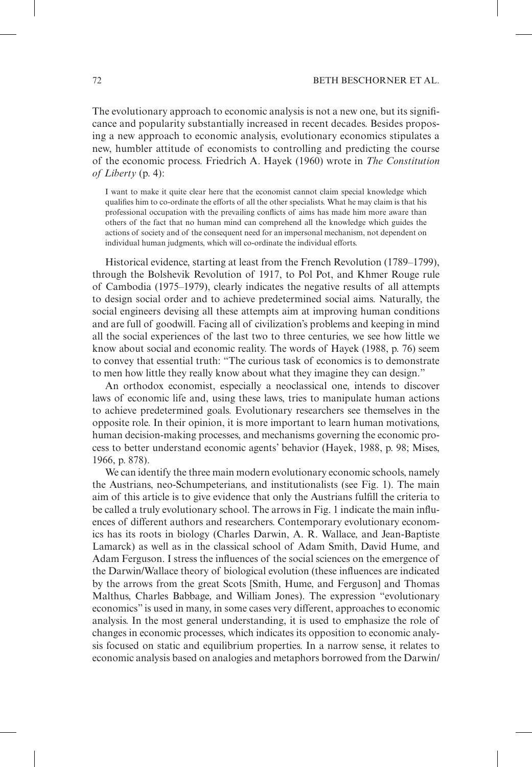The evolutionary approach to economic analysis is not a new one, but its significance and popularity substantially increased in recent decades. Besides proposing a new approach to economic analysis, evolutionary economics stipulates a new, humbler attitude of economists to controlling and predicting the course of the economic process. Friedrich A. Hayek (1960) wrote in *The Constitution of Liberty* (p. 4):

> I want to make it quite clear here that the economist cannot claim special knowledge which qualifies him to co-ordinate the efforts of all the other specialists. What he may claim is that his professional occupation with the prevailing conflicts of aims has made him more aware than others of the fact that no human mind can comprehend all the knowledge which guides the actions of society and of the consequent need for an impersonal mechanism, not dependent on individual human judgments, which will co-ordinate the individual efforts.

Historical evidence, starting at least from the French Revolution (1789–1799), through the Bolshevik Revolution of 1917, to Pol Pot, and Khmer Rouge rule of Cambodia (1975–1979), clearly indicates the negative results of all attempts to design social order and to achieve predetermined social aims. Naturally, the social engineers devising all these attempts aim at improving human conditions and are full of goodwill. Facing all of civilization's problems and keeping in mind all the social experiences of the last two to three centuries, we see how little we know about social and economic reality. The words of Hayek (1988, p. 76) seem to convey that essential truth: "The curious task of economics is to demonstrate to men how little they really know about what they imagine they can design."

An orthodox economist, especially a neoclassical one, intends to discover laws of economic life and, using these laws, tries to manipulate human actions to achieve predetermined goals. Evolutionary researchers see themselves in the opposite role. In their opinion, it is more important to learn human motivations, human decision-making processes, and mechanisms governing the economic process to better understand economic agents' behavior (Hayek, 1988, p. 98; Mises, 1966, p. 878).

We can identify the three main modern evolutionary economic schools, namely the Austrians, neo-Schumpeterians, and institutionalists (see Fig. 1). The main aim of this article is to give evidence that only the Austrians fulfill the criteria to be called a truly evolutionary school. The arrows in Fig. 1 indicate the main influences of different authors and researchers. Contemporary evolutionary economics has its roots in biology (Charles Darwin, A. R. Wallace, and Jean-Baptiste Lamarck) as well as in the classical school of Adam Smith, David Hume, and Adam Ferguson. I stress the influences of the social sciences on the emergence of the Darwin/Wallace theory of biological evolution (these influences are indicated by the arrows from the great Scots [Smith, Hume, and Ferguson] and Thomas Malthus, Charles Babbage, and William Jones). The expression "evolutionary economics" is used in many, in some cases very different, approaches to economic analysis. In the most general understanding, it is used to emphasize the role of changes in economic processes, which indicates its opposition to economic analysis focused on static and equilibrium properties. In a narrow sense, it relates to economic analysis based on analogies and metaphors borrowed from the Darwin/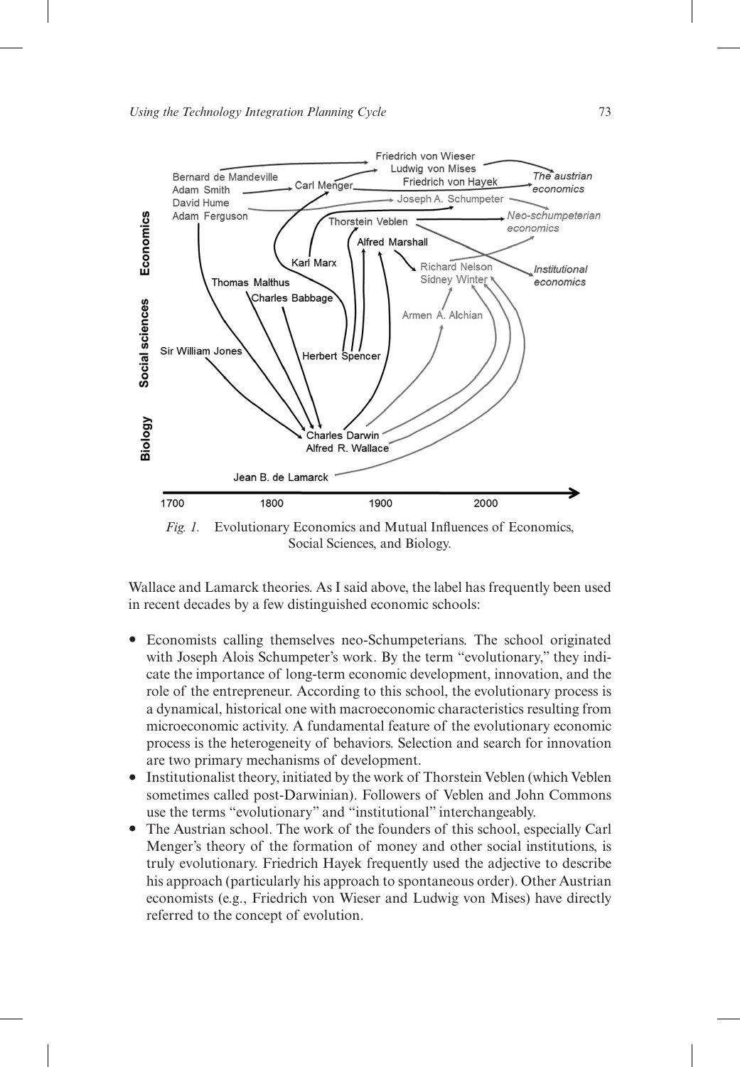*Fig. 1.* Evolutionary Economics and Mutual Influences of Economics, Social Sciences, and Biology.

Wallace and Lamarck theories. As I said above, the label has frequently been used in recent decades by a few distinguished economic schools:

- Economists calling themselves neo-Schumpeterians. The school originated with Joseph Alois Schumpeter's work. By the term "evolutionary," they indicate the importance of long-term economic development, innovation, and the role of the entrepreneur. According to this school, the evolutionary process is a dynamical, historical one with macroeconomic characteristics resulting from microeconomic activity. A fundamental feature of the evolutionary economic process is the heterogeneity of behaviors. Selection and search for innovation are two primary mechanisms of development.
- Institutionalist theory, initiated by the work of Thorstein Veblen (which Veblen sometimes called post-Darwinian). Followers of Veblen and John Commons use the terms "evolutionary" and "institutional" interchangeably.
- The Austrian school. The work of the founders of this school, especially Carl Menger's theory of the formation of money and other social institutions, is truly evolutionary. Friedrich Hayek frequently used the adjective to describe his approach (particularly his approach to spontaneous order). Other Austrian economists (e.g., Friedrich von Wieser and Ludwig von Mises) have directly referred to the concept of evolution.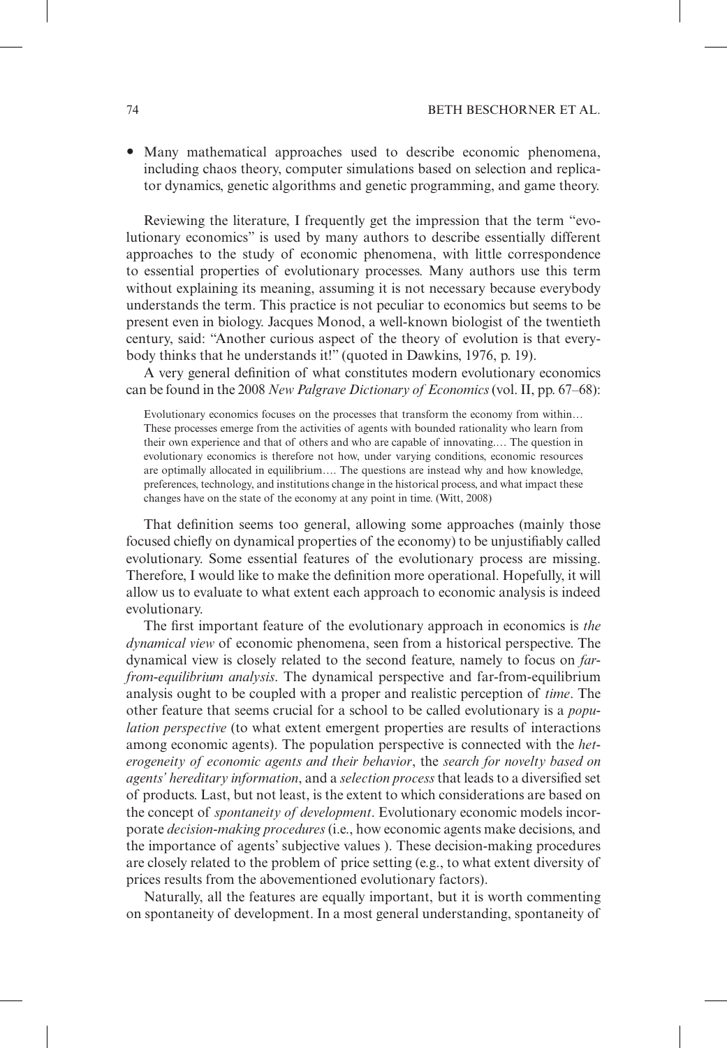- Many mathematical approaches used to describe economic phenomena, including chaos theory, computer simulations based on selection and replicator dynamics, genetic algorithms and genetic programming, and game theory.

Reviewing the literature, I frequently get the impression that the term "evolutionary economics" is used by many authors to describe essentially different approaches to the study of economic phenomena, with little correspondence to essential properties of evolutionary processes. Many authors use this term without explaining its meaning, assuming it is not necessary because everybody understands the term. This practice is not peculiar to economics but seems to be present even in biology. Jacques Monod, a well-known biologist of the twentieth century, said: "Another curious aspect of the theory of evolution is that everybody thinks that he understands it!" (quoted in Dawkins, 1976, p. 19).

A very general definition of what constitutes modern evolutionary economics can be found in the 2008 *New Palgrave Dictionary of Economics* (vol. II, pp. 67–68):

> Evolutionary economics focuses on the processes that transform the economy from within… These processes emerge from the activities of agents with bounded rationality who learn from their own experience and that of others and who are capable of innovating.… The question in evolutionary economics is therefore not how, under varying conditions, economic resources are optimally allocated in equilibrium…. The questions are instead why and how knowledge, preferences, technology, and institutions change in the historical process, and what impact these changes have on the state of the economy at any point in time. (Witt, 2008)

That definition seems too general, allowing some approaches (mainly those focused chiefly on dynamical properties of the economy) to be unjustifiably called evolutionary. Some essential features of the evolutionary process are missing. Therefore, I would like to make the definition more operational. Hopefully, it will allow us to evaluate to what extent each approach to economic analysis is indeed evolutionary.

The first important feature of the evolutionary approach in economics is *the dynamical view* of economic phenomena, seen from a historical perspective. The dynamical view is closely related to the second feature, namely to focus on *far-from-equilibrium analysis*. The dynamical perspective and far-from-equilibrium analysis ought to be coupled with a proper and realistic perception of *time*. The other feature that seems crucial for a school to be called evolutionary is a *population perspective* (to what extent emergent properties are results of interactions among economic agents). The population perspective is connected with the *heterogeneity of economic agents and their behavior*, the *search for novelty based on agents' hereditary information*, and a *selection process* that leads to a diversified set of products. Last, but not least, is the extent to which considerations are based on the concept of *spontaneity of development*. Evolutionary economic models incorporate *decision-making procedures* (i.e., how economic agents make decisions, and the importance of agents' subjective values ). These decision-making procedures are closely related to the problem of price setting (e.g., to what extent diversity of prices results from the abovementioned evolutionary factors).

Naturally, all the features are equally important, but it is worth commenting on spontaneity of development. In a most general understanding, spontaneity of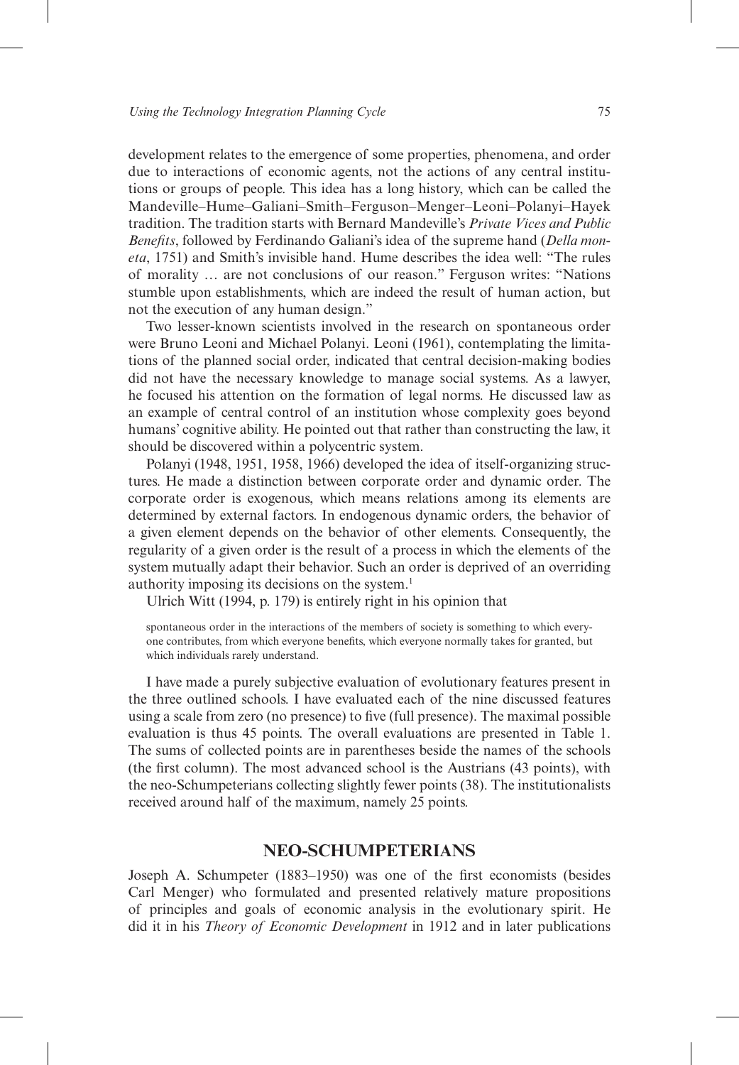development relates to the emergence of some properties, phenomena, and order due to interactions of economic agents, not the actions of any central institutions or groups of people. This idea has a long history, which can be called the Mandeville–Hume–Galiani–Smith–Ferguson–Menger–Leoni–Polanyi–Hayek tradition. The tradition starts with Bernard Mandeville's *Private Vices and Public Benefits*, followed by Ferdinando Galiani's idea of the supreme hand (*Della moneta*, 1751) and Smith's invisible hand. Hume describes the idea well: "The rules of morality … are not conclusions of our reason." Ferguson writes: "Nations stumble upon establishments, which are indeed the result of human action, but not the execution of any human design."

Two lesser-known scientists involved in the research on spontaneous order were Bruno Leoni and Michael Polanyi. Leoni (1961), contemplating the limitations of the planned social order, indicated that central decision-making bodies did not have the necessary knowledge to manage social systems. As a lawyer, he focused his attention on the formation of legal norms. He discussed law as an example of central control of an institution whose complexity goes beyond humans' cognitive ability. He pointed out that rather than constructing the law, it should be discovered within a polycentric system.

Polanyi (1948, 1951, 1958, 1966) developed the idea of itself-organizing structures. He made a distinction between corporate order and dynamic order. The corporate order is exogenous, which means relations among its elements are determined by external factors. In endogenous dynamic orders, the behavior of a given element depends on the behavior of other elements. Consequently, the regularity of a given order is the result of a process in which the elements of the system mutually adapt their behavior. Such an order is deprived of an overriding authority imposing its decisions on the system.[1]

Ulrich Witt (1994, p. 179) is entirely right in his opinion that

> spontaneous order in the interactions of the members of society is something to which everyone contributes, from which everyone benefits, which everyone normally takes for granted, but which individuals rarely understand.

I have made a purely subjective evaluation of evolutionary features present in the three outlined schools. I have evaluated each of the nine discussed features using a scale from zero (no presence) to five (full presence). The maximal possible evaluation is thus 45 points. The overall evaluations are presented in Table 1. The sums of collected points are in parentheses beside the names of the schools (the first column). The most advanced school is the Austrians (43 points), with the neo-Schumpeterians collecting slightly fewer points (38). The institutionalists received around half of the maximum, namely 25 points.

## NEO-SCHUMPETERIANS

Joseph A. Schumpeter (1883–1950) was one of the first economists (besides Carl Menger) who formulated and presented relatively mature propositions of principles and goals of economic analysis in the evolutionary spirit. He did it in his *Theory of Economic Development* in 1912 and in later publications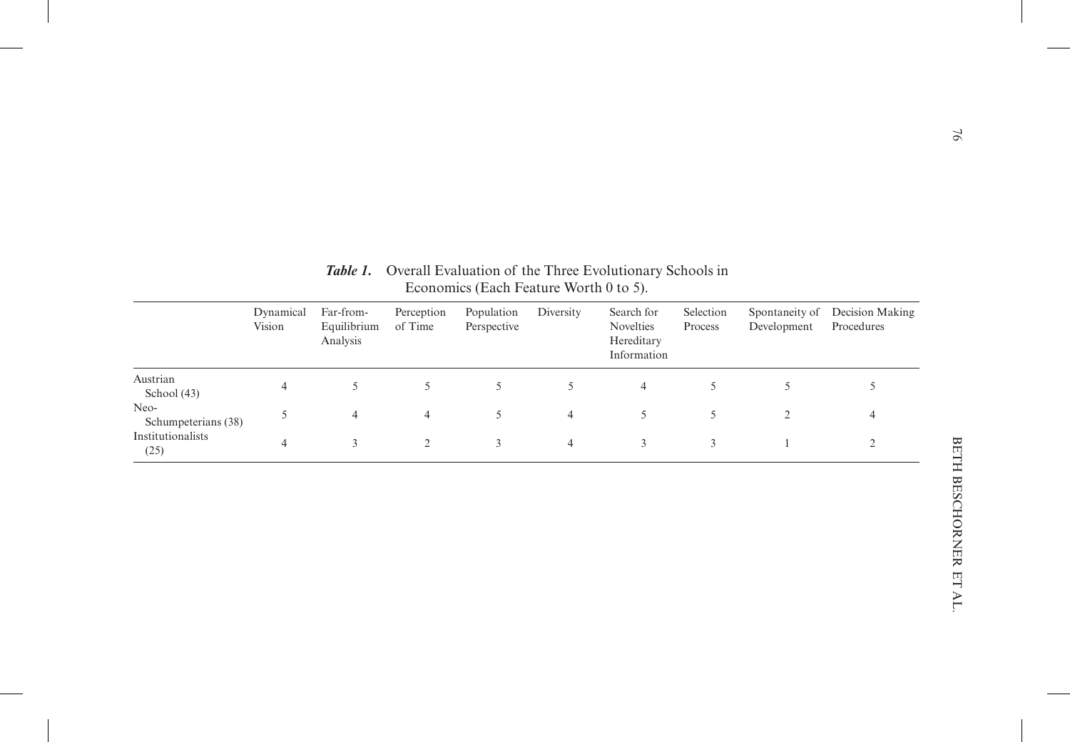***Table 1.*** Overall Evaluation of the Three Evolutionary Schools in Economics (Each Feature Worth 0 to 5).

| | Dynamical Vision | Far-from-Equilibrium Analysis | Perception of Time | Population Perspective | Diversity | Search for Novelties Hereditary Information | Selection Process | Spontaneity of Development | Decision Making Procedures |
|---|---|---|---|---|---|---|---|---|---|
| Austrian School (43) | 4 | 5 | 5 | 5 | 5 | 4 | 5 | 5 | 5 |
| Neo-Schumpeterians (38) | 5 | 4 | 4 | 5 | 4 | 5 | 5 | 2 | 4 |
| Institutionalists (25) | 4 | 3 | 2 | 3 | 4 | 3 | 3 | 1 | 2 |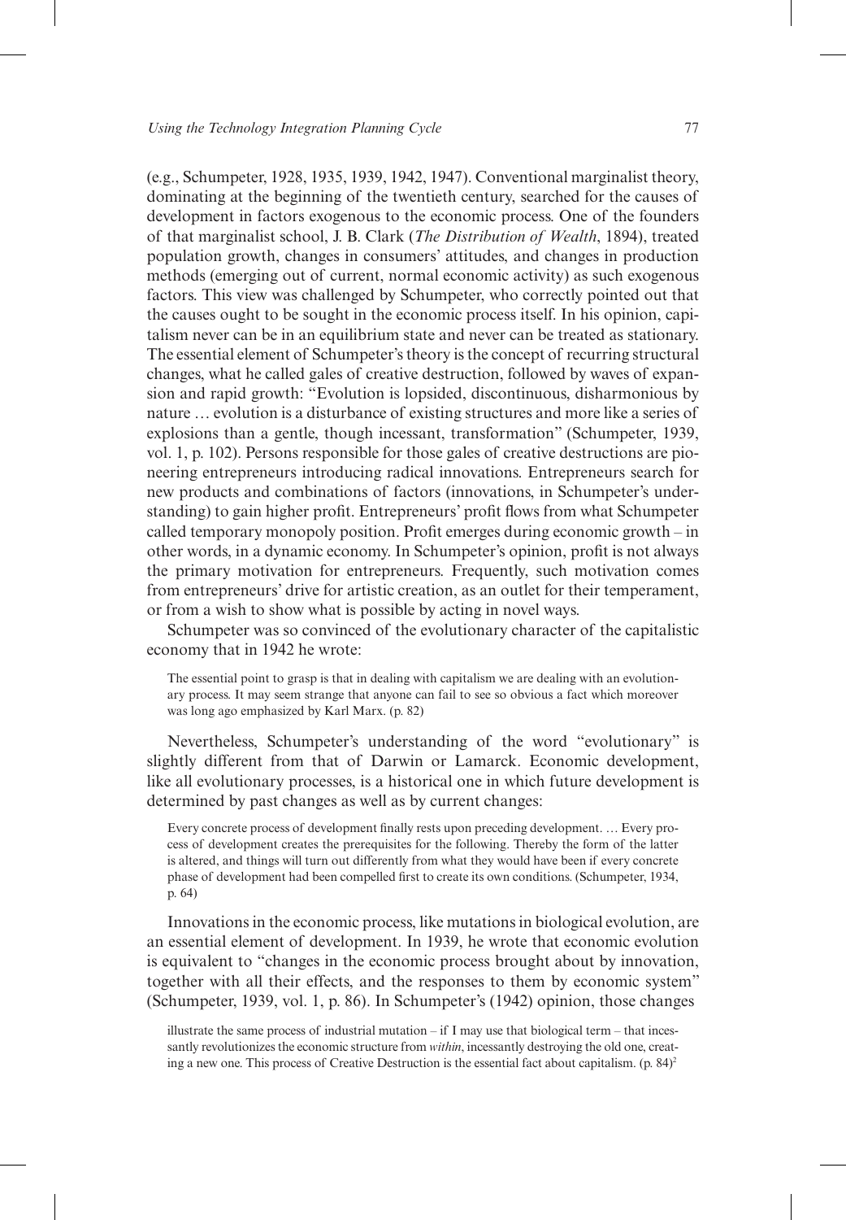(e.g., Schumpeter, 1928, 1935, 1939, 1942, 1947). Conventional marginalist theory, dominating at the beginning of the twentieth century, searched for the causes of development in factors exogenous to the economic process. One of the founders of that marginalist school, J. B. Clark (*The Distribution of Wealth*, 1894), treated population growth, changes in consumers' attitudes, and changes in production methods (emerging out of current, normal economic activity) as such exogenous factors. This view was challenged by Schumpeter, who correctly pointed out that the causes ought to be sought in the economic process itself. In his opinion, capitalism never can be in an equilibrium state and never can be treated as stationary. The essential element of Schumpeter's theory is the concept of recurring structural changes, what he called gales of creative destruction, followed by waves of expansion and rapid growth: "Evolution is lopsided, discontinuous, disharmonious by nature … evolution is a disturbance of existing structures and more like a series of explosions than a gentle, though incessant, transformation" (Schumpeter, 1939, vol. 1, p. 102). Persons responsible for those gales of creative destructions are pioneering entrepreneurs introducing radical innovations. Entrepreneurs search for new products and combinations of factors (innovations, in Schumpeter's understanding) to gain higher profit. Entrepreneurs' profit flows from what Schumpeter called temporary monopoly position. Profit emerges during economic growth – in other words, in a dynamic economy. In Schumpeter's opinion, profit is not always the primary motivation for entrepreneurs. Frequently, such motivation comes from entrepreneurs' drive for artistic creation, as an outlet for their temperament, or from a wish to show what is possible by acting in novel ways.

Schumpeter was so convinced of the evolutionary character of the capitalistic economy that in 1942 he wrote:

> The essential point to grasp is that in dealing with capitalism we are dealing with an evolutionary process. It may seem strange that anyone can fail to see so obvious a fact which moreover was long ago emphasized by Karl Marx. (p. 82)

Nevertheless, Schumpeter's understanding of the word "evolutionary" is slightly different from that of Darwin or Lamarck. Economic development, like all evolutionary processes, is a historical one in which future development is determined by past changes as well as by current changes:

> Every concrete process of development finally rests upon preceding development. … Every process of development creates the prerequisites for the following. Thereby the form of the latter is altered, and things will turn out differently from what they would have been if every concrete phase of development had been compelled first to create its own conditions. (Schumpeter, 1934, p. 64)

Innovations in the economic process, like mutations in biological evolution, are an essential element of development. In 1939, he wrote that economic evolution is equivalent to "changes in the economic process brought about by innovation, together with all their effects, and the responses to them by economic system" (Schumpeter, 1939, vol. 1, p. 86). In Schumpeter's (1942) opinion, those changes

> illustrate the same process of industrial mutation – if I may use that biological term – that incessantly revolutionizes the economic structure from *within*, incessantly destroying the old one, creating a new one. This process of Creative Destruction is the essential fact about capitalism. (p. 84)[2]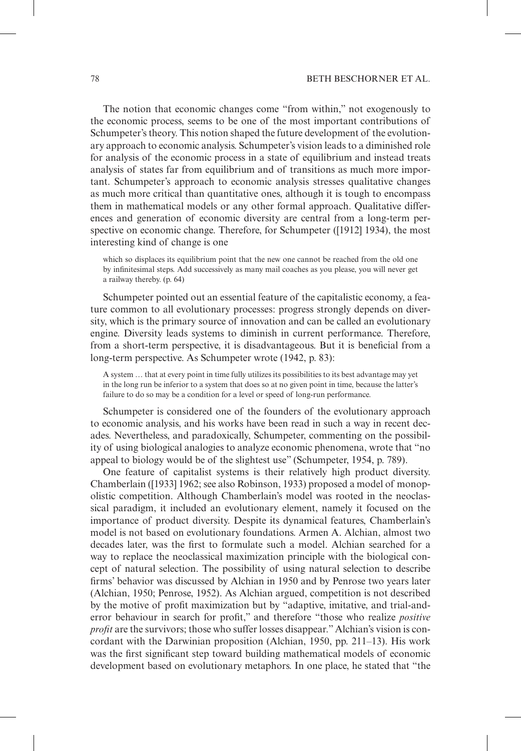The notion that economic changes come "from within," not exogenously to the economic process, seems to be one of the most important contributions of Schumpeter's theory. This notion shaped the future development of the evolutionary approach to economic analysis. Schumpeter's vision leads to a diminished role for analysis of the economic process in a state of equilibrium and instead treats analysis of states far from equilibrium and of transitions as much more important. Schumpeter's approach to economic analysis stresses qualitative changes as much more critical than quantitative ones, although it is tough to encompass them in mathematical models or any other formal approach. Qualitative differences and generation of economic diversity are central from a long-term perspective on economic change. Therefore, for Schumpeter ([1912] 1934), the most interesting kind of change is one

> which so displaces its equilibrium point that the new one cannot be reached from the old one by infinitesimal steps. Add successively as many mail coaches as you please, you will never get a railway thereby. (p. 64)

Schumpeter pointed out an essential feature of the capitalistic economy, a feature common to all evolutionary processes: progress strongly depends on diversity, which is the primary source of innovation and can be called an evolutionary engine. Diversity leads systems to diminish in current performance. Therefore, from a short-term perspective, it is disadvantageous. But it is beneficial from a long-term perspective. As Schumpeter wrote (1942, p. 83):

> A system … that at every point in time fully utilizes its possibilities to its best advantage may yet in the long run be inferior to a system that does so at no given point in time, because the latter's failure to do so may be a condition for a level or speed of long-run performance.

Schumpeter is considered one of the founders of the evolutionary approach to economic analysis, and his works have been read in such a way in recent decades. Nevertheless, and paradoxically, Schumpeter, commenting on the possibility of using biological analogies to analyze economic phenomena, wrote that "no appeal to biology would be of the slightest use" (Schumpeter, 1954, p. 789).

One feature of capitalist systems is their relatively high product diversity. Chamberlain ([1933] 1962; see also Robinson, 1933) proposed a model of monopolistic competition. Although Chamberlain's model was rooted in the neoclassical paradigm, it included an evolutionary element, namely it focused on the importance of product diversity. Despite its dynamical features, Chamberlain's model is not based on evolutionary foundations. Armen A. Alchian, almost two decades later, was the first to formulate such a model. Alchian searched for a way to replace the neoclassical maximization principle with the biological concept of natural selection. The possibility of using natural selection to describe firms' behavior was discussed by Alchian in 1950 and by Penrose two years later (Alchian, 1950; Penrose, 1952). As Alchian argued, competition is not described by the motive of profit maximization but by "adaptive, imitative, and trial-and-error behaviour in search for profit," and therefore "those who realize *positive profit* are the survivors; those who suffer losses disappear." Alchian's vision is concordant with the Darwinian proposition (Alchian, 1950, pp. 211–13). His work was the first significant step toward building mathematical models of economic development based on evolutionary metaphors. In one place, he stated that "the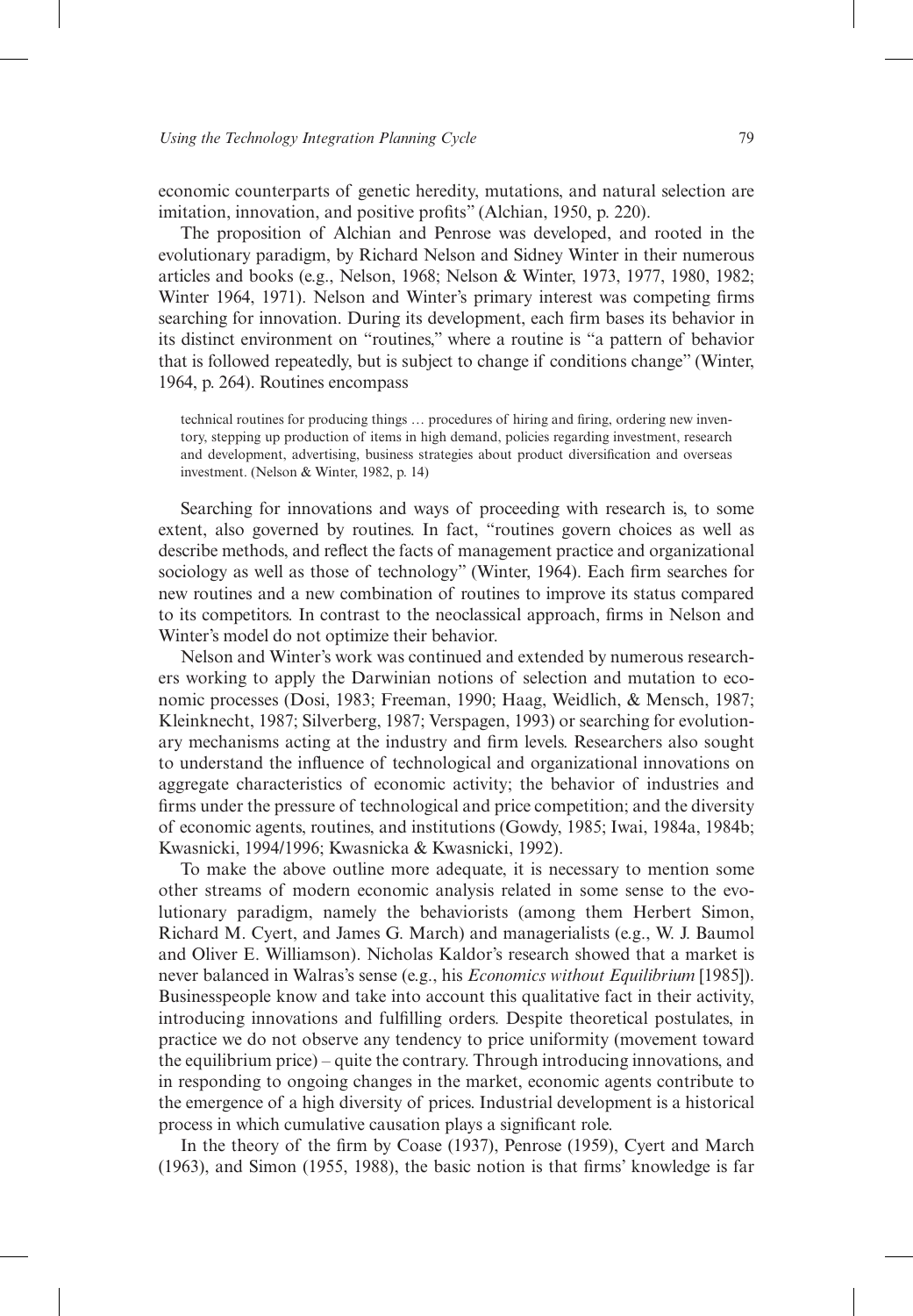economic counterparts of genetic heredity, mutations, and natural selection are imitation, innovation, and positive profits" (Alchian, 1950, p. 220).

The proposition of Alchian and Penrose was developed, and rooted in the evolutionary paradigm, by Richard Nelson and Sidney Winter in their numerous articles and books (e.g., Nelson, 1968; Nelson & Winter, 1973, 1977, 1980, 1982; Winter 1964, 1971). Nelson and Winter's primary interest was competing firms searching for innovation. During its development, each firm bases its behavior in its distinct environment on "routines," where a routine is "a pattern of behavior that is followed repeatedly, but is subject to change if conditions change" (Winter, 1964, p. 264). Routines encompass

> technical routines for producing things … procedures of hiring and firing, ordering new inventory, stepping up production of items in high demand, policies regarding investment, research and development, advertising, business strategies about product diversification and overseas investment. (Nelson & Winter, 1982, p. 14)

Searching for innovations and ways of proceeding with research is, to some extent, also governed by routines. In fact, "routines govern choices as well as describe methods, and reflect the facts of management practice and organizational sociology as well as those of technology" (Winter, 1964). Each firm searches for new routines and a new combination of routines to improve its status compared to its competitors. In contrast to the neoclassical approach, firms in Nelson and Winter's model do not optimize their behavior.

Nelson and Winter's work was continued and extended by numerous researchers working to apply the Darwinian notions of selection and mutation to economic processes (Dosi, 1983; Freeman, 1990; Haag, Weidlich, & Mensch, 1987; Kleinknecht, 1987; Silverberg, 1987; Verspagen, 1993) or searching for evolutionary mechanisms acting at the industry and firm levels. Researchers also sought to understand the influence of technological and organizational innovations on aggregate characteristics of economic activity; the behavior of industries and firms under the pressure of technological and price competition; and the diversity of economic agents, routines, and institutions (Gowdy, 1985; Iwai, 1984a, 1984b; Kwasnicki, 1994/1996; Kwasnicka & Kwasnicki, 1992).

To make the above outline more adequate, it is necessary to mention some other streams of modern economic analysis related in some sense to the evolutionary paradigm, namely the behaviorists (among them Herbert Simon, Richard M. Cyert, and James G. March) and managerialists (e.g., W. J. Baumol and Oliver E. Williamson). Nicholas Kaldor's research showed that a market is never balanced in Walras's sense (e.g., his *Economics without Equilibrium* [1985]). Businesspeople know and take into account this qualitative fact in their activity, introducing innovations and fulfilling orders. Despite theoretical postulates, in practice we do not observe any tendency to price uniformity (movement toward the equilibrium price) – quite the contrary. Through introducing innovations, and in responding to ongoing changes in the market, economic agents contribute to the emergence of a high diversity of prices. Industrial development is a historical process in which cumulative causation plays a significant role.

In the theory of the firm by Coase (1937), Penrose (1959), Cyert and March (1963), and Simon (1955, 1988), the basic notion is that firms' knowledge is far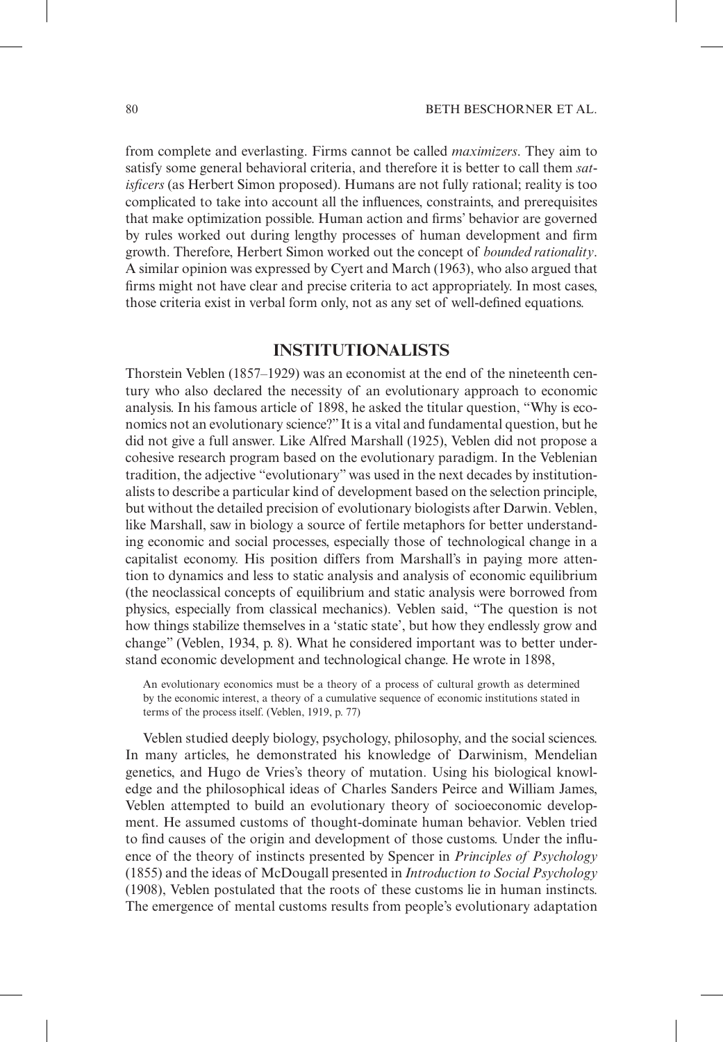from complete and everlasting. Firms cannot be called *maximizers*. They aim to satisfy some general behavioral criteria, and therefore it is better to call them *satisficers* (as Herbert Simon proposed). Humans are not fully rational; reality is too complicated to take into account all the influences, constraints, and prerequisites that make optimization possible. Human action and firms' behavior are governed by rules worked out during lengthy processes of human development and firm growth. Therefore, Herbert Simon worked out the concept of *bounded rationality*. A similar opinion was expressed by Cyert and March (1963), who also argued that firms might not have clear and precise criteria to act appropriately. In most cases, those criteria exist in verbal form only, not as any set of well-defined equations.

## INSTITUTIONALISTS

Thorstein Veblen (1857–1929) was an economist at the end of the nineteenth century who also declared the necessity of an evolutionary approach to economic analysis. In his famous article of 1898, he asked the titular question, "Why is economics not an evolutionary science?" It is a vital and fundamental question, but he did not give a full answer. Like Alfred Marshall (1925), Veblen did not propose a cohesive research program based on the evolutionary paradigm. In the Veblenian tradition, the adjective "evolutionary" was used in the next decades by institutionalists to describe a particular kind of development based on the selection principle, but without the detailed precision of evolutionary biologists after Darwin. Veblen, like Marshall, saw in biology a source of fertile metaphors for better understanding economic and social processes, especially those of technological change in a capitalist economy. His position differs from Marshall's in paying more attention to dynamics and less to static analysis and analysis of economic equilibrium (the neoclassical concepts of equilibrium and static analysis were borrowed from physics, especially from classical mechanics). Veblen said, "The question is not how things stabilize themselves in a 'static state', but how they endlessly grow and change" (Veblen, 1934, p. 8). What he considered important was to better understand economic development and technological change. He wrote in 1898,

> An evolutionary economics must be a theory of a process of cultural growth as determined by the economic interest, a theory of a cumulative sequence of economic institutions stated in terms of the process itself. (Veblen, 1919, p. 77)

Veblen studied deeply biology, psychology, philosophy, and the social sciences. In many articles, he demonstrated his knowledge of Darwinism, Mendelian genetics, and Hugo de Vries's theory of mutation. Using his biological knowledge and the philosophical ideas of Charles Sanders Peirce and William James, Veblen attempted to build an evolutionary theory of socioeconomic development. He assumed customs of thought-dominate human behavior. Veblen tried to find causes of the origin and development of those customs. Under the influence of the theory of instincts presented by Spencer in *Principles of Psychology* (1855) and the ideas of McDougall presented in *Introduction to Social Psychology* (1908), Veblen postulated that the roots of these customs lie in human instincts. The emergence of mental customs results from people's evolutionary adaptation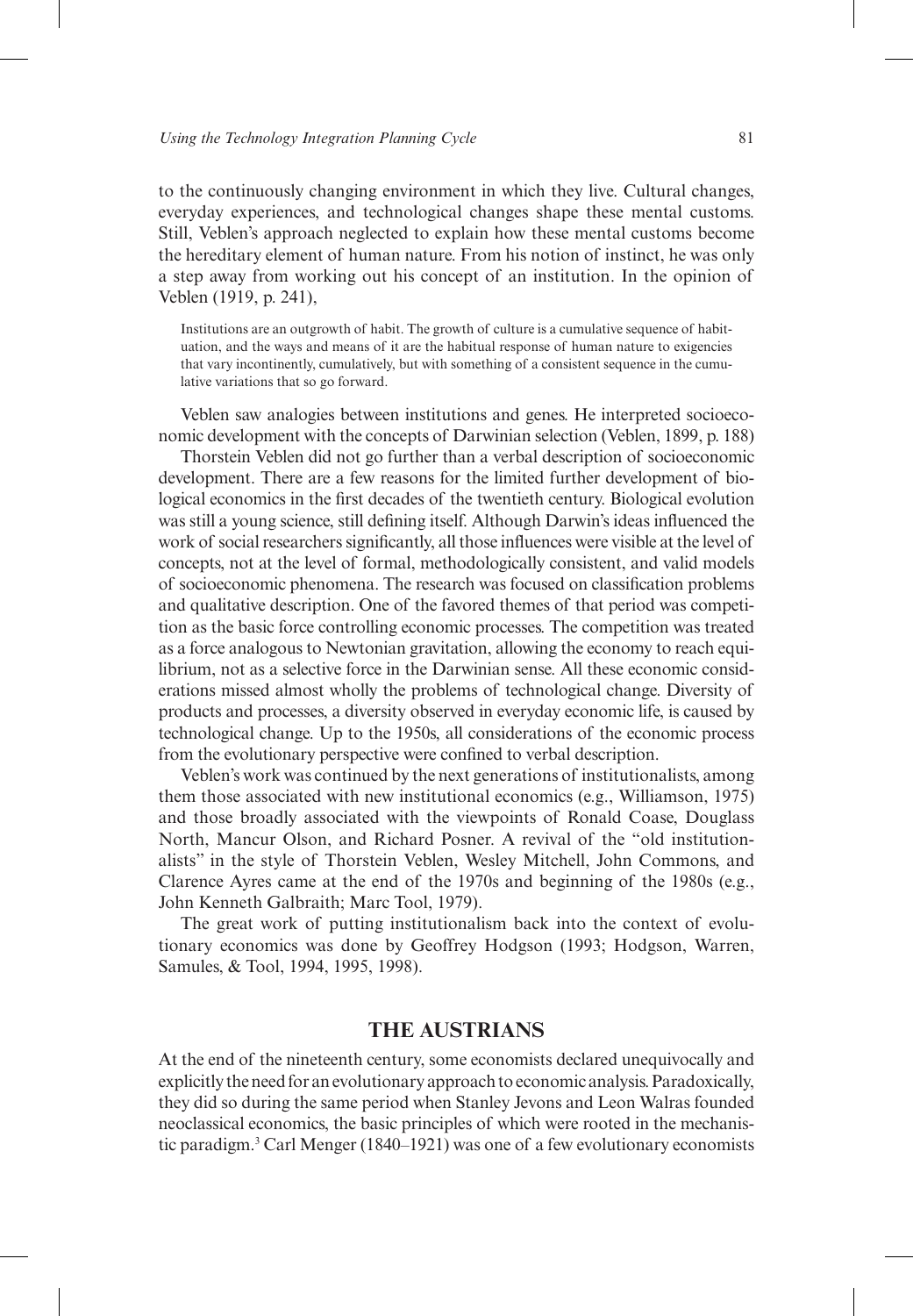to the continuously changing environment in which they live. Cultural changes, everyday experiences, and technological changes shape these mental customs. Still, Veblen's approach neglected to explain how these mental customs become the hereditary element of human nature. From his notion of instinct, he was only a step away from working out his concept of an institution. In the opinion of Veblen (1919, p. 241),

> Institutions are an outgrowth of habit. The growth of culture is a cumulative sequence of habituation, and the ways and means of it are the habitual response of human nature to exigencies that vary incontinently, cumulatively, but with something of a consistent sequence in the cumulative variations that so go forward.

Veblen saw analogies between institutions and genes. He interpreted socioeconomic development with the concepts of Darwinian selection (Veblen, 1899, p. 188)

Thorstein Veblen did not go further than a verbal description of socioeconomic development. There are a few reasons for the limited further development of biological economics in the first decades of the twentieth century. Biological evolution was still a young science, still defining itself. Although Darwin's ideas influenced the work of social researchers significantly, all those influences were visible at the level of concepts, not at the level of formal, methodologically consistent, and valid models of socioeconomic phenomena. The research was focused on classification problems and qualitative description. One of the favored themes of that period was competition as the basic force controlling economic processes. The competition was treated as a force analogous to Newtonian gravitation, allowing the economy to reach equilibrium, not as a selective force in the Darwinian sense. All these economic considerations missed almost wholly the problems of technological change. Diversity of products and processes, a diversity observed in everyday economic life, is caused by technological change. Up to the 1950s, all considerations of the economic process from the evolutionary perspective were confined to verbal description.

Veblen's work was continued by the next generations of institutionalists, among them those associated with new institutional economics (e.g., Williamson, 1975) and those broadly associated with the viewpoints of Ronald Coase, Douglass North, Mancur Olson, and Richard Posner. A revival of the "old institutionalists" in the style of Thorstein Veblen, Wesley Mitchell, John Commons, and Clarence Ayres came at the end of the 1970s and beginning of the 1980s (e.g., John Kenneth Galbraith; Marc Tool, 1979).

The great work of putting institutionalism back into the context of evolutionary economics was done by Geoffrey Hodgson (1993; Hodgson, Warren, Samules, & Tool, 1994, 1995, 1998).

## THE AUSTRIANS

At the end of the nineteenth century, some economists declared unequivocally and explicitly the need for an evolutionary approach to economic analysis. Paradoxically, they did so during the same period when Stanley Jevons and Leon Walras founded neoclassical economics, the basic principles of which were rooted in the mechanistic paradigm.[3] Carl Menger (1840–1921) was one of a few evolutionary economists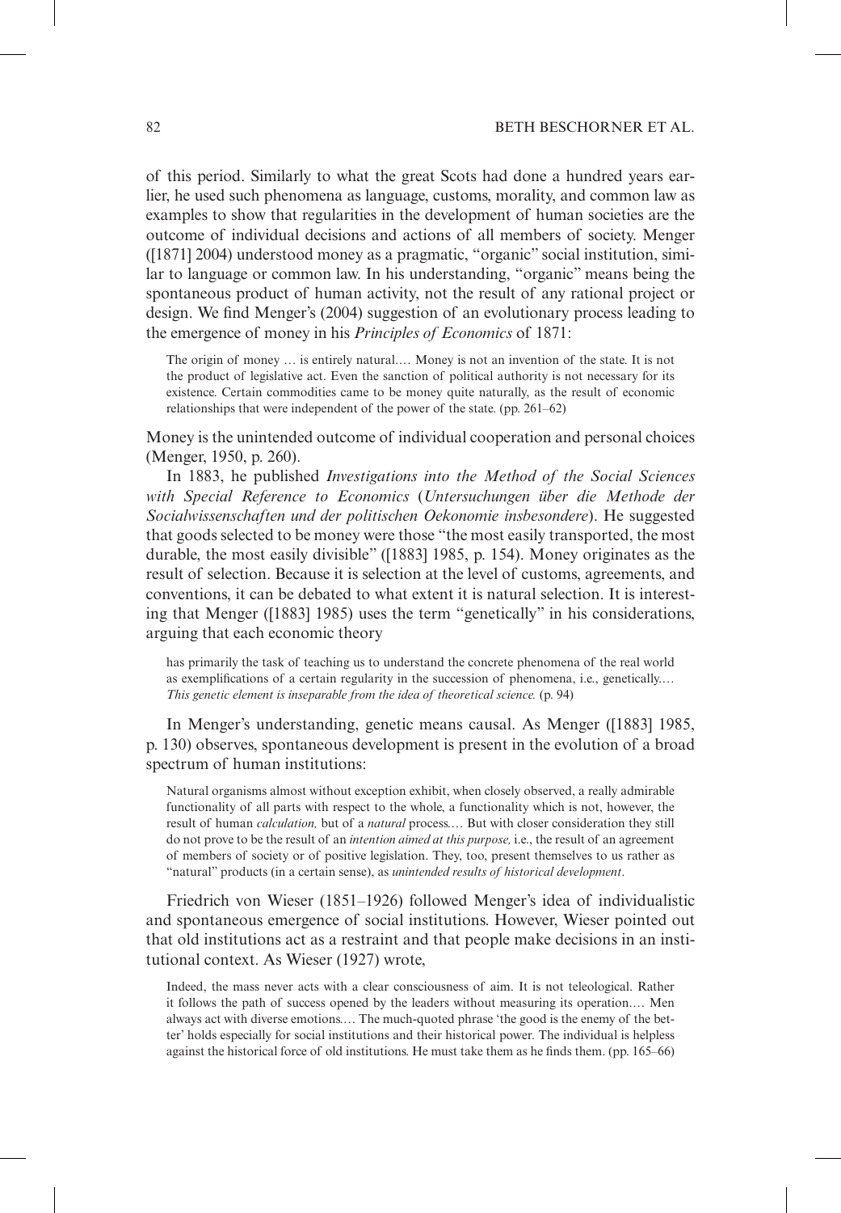of this period. Similarly to what the great Scots had done a hundred years earlier, he used such phenomena as language, customs, morality, and common law as examples to show that regularities in the development of human societies are the outcome of individual decisions and actions of all members of society. Menger ([1871] 2004) understood money as a pragmatic, "organic" social institution, similar to language or common law. In his understanding, "organic" means being the spontaneous product of human activity, not the result of any rational project or design. We find Menger's (2004) suggestion of an evolutionary process leading to the emergence of money in his *Principles of Economics* of 1871:

> The origin of money … is entirely natural.… Money is not an invention of the state. It is not the product of legislative act. Even the sanction of political authority is not necessary for its existence. Certain commodities came to be money quite naturally, as the result of economic relationships that were independent of the power of the state. (pp. 261–62)

Money is the unintended outcome of individual cooperation and personal choices (Menger, 1950, p. 260).

In 1883, he published *Investigations into the Method of the Social Sciences with Special Reference to Economics* (*Untersuchungen über die Methode der Socialwissenschaften und der politischen Oekonomie insbesondere*). He suggested that goods selected to be money were those "the most easily transported, the most durable, the most easily divisible" ([1883] 1985, p. 154). Money originates as the result of selection. Because it is selection at the level of customs, agreements, and conventions, it can be debated to what extent it is natural selection. It is interesting that Menger ([1883] 1985) uses the term "genetically" in his considerations, arguing that each economic theory

> has primarily the task of teaching us to understand the concrete phenomena of the real world as exemplifications of a certain regularity in the succession of phenomena, i.e., genetically.… *This genetic element is inseparable from the idea of theoretical science.* (p. 94)

In Menger's understanding, genetic means causal. As Menger ([1883] 1985, p. 130) observes, spontaneous development is present in the evolution of a broad spectrum of human institutions:

> Natural organisms almost without exception exhibit, when closely observed, a really admirable functionality of all parts with respect to the whole, a functionality which is not, however, the result of human *calculation,* but of a *natural* process.… But with closer consideration they still do not prove to be the result of an *intention aimed at this purpose,* i.e., the result of an agreement of members of society or of positive legislation. They, too, present themselves to us rather as "natural" products (in a certain sense), as *unintended results of historical development*.

Friedrich von Wieser (1851–1926) followed Menger's idea of individualistic and spontaneous emergence of social institutions. However, Wieser pointed out that old institutions act as a restraint and that people make decisions in an institutional context. As Wieser (1927) wrote,

> Indeed, the mass never acts with a clear consciousness of aim. It is not teleological. Rather it follows the path of success opened by the leaders without measuring its operation.… Men always act with diverse emotions.… The much-quoted phrase 'the good is the enemy of the better' holds especially for social institutions and their historical power. The individual is helpless against the historical force of old institutions. He must take them as he finds them. (pp. 165–66)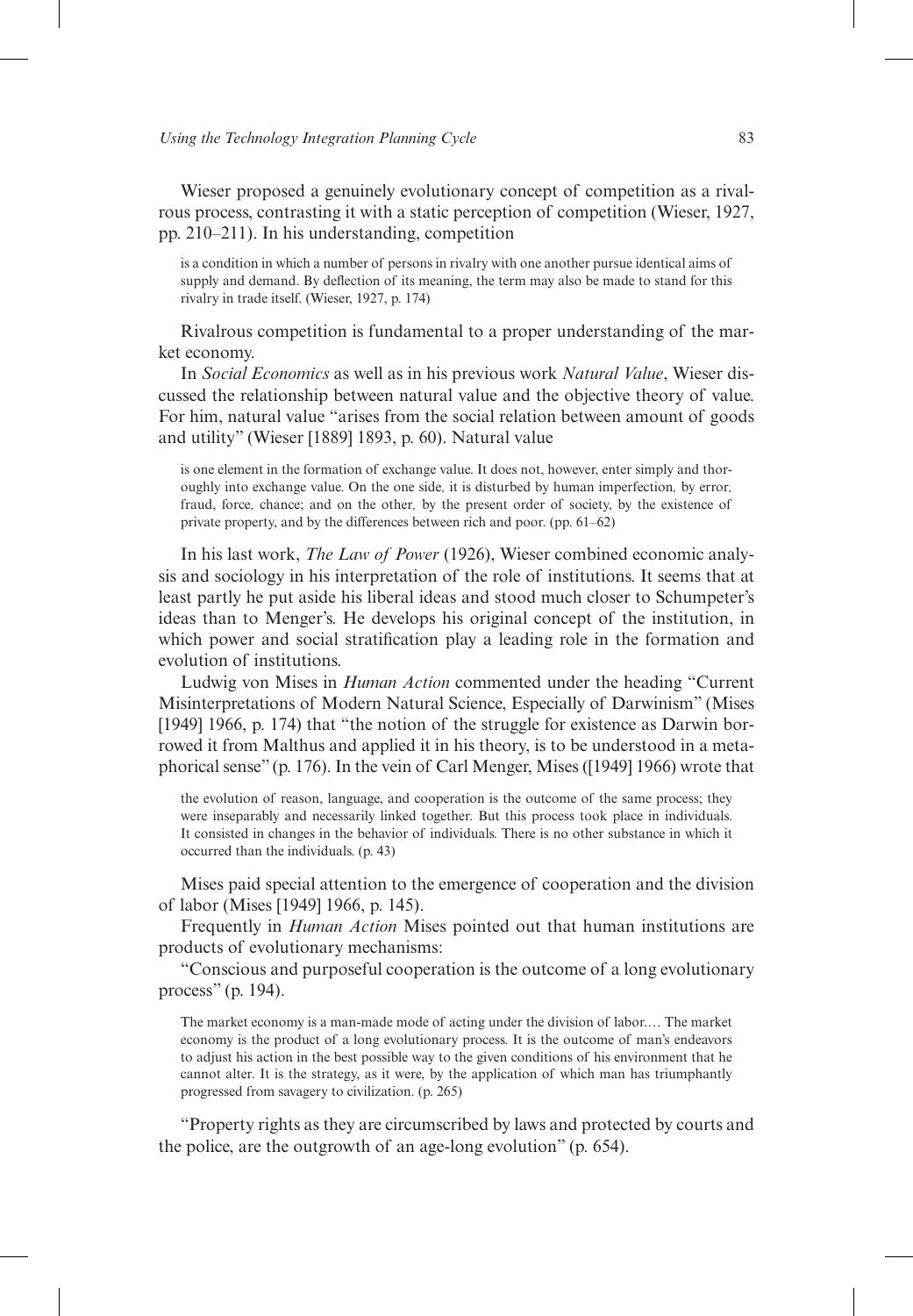Wieser proposed a genuinely evolutionary concept of competition as a rivalrous process, contrasting it with a static perception of competition (Wieser, 1927, pp. 210–211). In his understanding, competition

> is a condition in which a number of persons in rivalry with one another pursue identical aims of supply and demand. By deflection of its meaning, the term may also be made to stand for this rivalry in trade itself. (Wieser, 1927, p. 174)

Rivalrous competition is fundamental to a proper understanding of the market economy.

In *Social Economics* as well as in his previous work *Natural Value*, Wieser discussed the relationship between natural value and the objective theory of value. For him, natural value "arises from the social relation between amount of goods and utility" (Wieser [1889] 1893, p. 60). Natural value

> is one element in the formation of exchange value. It does not, however, enter simply and thoroughly into exchange value. On the one side, it is disturbed by human imperfection, by error, fraud, force, chance; and on the other, by the present order of society, by the existence of private property, and by the differences between rich and poor. (pp. 61–62)

In his last work, *The Law of Power* (1926), Wieser combined economic analysis and sociology in his interpretation of the role of institutions. It seems that at least partly he put aside his liberal ideas and stood much closer to Schumpeter's ideas than to Menger's. He develops his original concept of the institution, in which power and social stratification play a leading role in the formation and evolution of institutions.

Ludwig von Mises in *Human Action* commented under the heading "Current Misinterpretations of Modern Natural Science, Especially of Darwinism" (Mises [1949] 1966, p. 174) that "the notion of the struggle for existence as Darwin borrowed it from Malthus and applied it in his theory, is to be understood in a metaphorical sense" (p. 176). In the vein of Carl Menger, Mises ([1949] 1966) wrote that

> the evolution of reason, language, and cooperation is the outcome of the same process; they were inseparably and necessarily linked together. But this process took place in individuals. It consisted in changes in the behavior of individuals. There is no other substance in which it occurred than the individuals. (p. 43)

Mises paid special attention to the emergence of cooperation and the division of labor (Mises [1949] 1966, p. 145).

Frequently in *Human Action* Mises pointed out that human institutions are products of evolutionary mechanisms:

"Conscious and purposeful cooperation is the outcome of a long evolutionary process" (p. 194).

> The market economy is a man-made mode of acting under the division of labor.… The market economy is the product of a long evolutionary process. It is the outcome of man's endeavors to adjust his action in the best possible way to the given conditions of his environment that he cannot alter. It is the strategy, as it were, by the application of which man has triumphantly progressed from savagery to civilization. (p. 265)

"Property rights as they are circumscribed by laws and protected by courts and the police, are the outgrowth of an age-long evolution" (p. 654).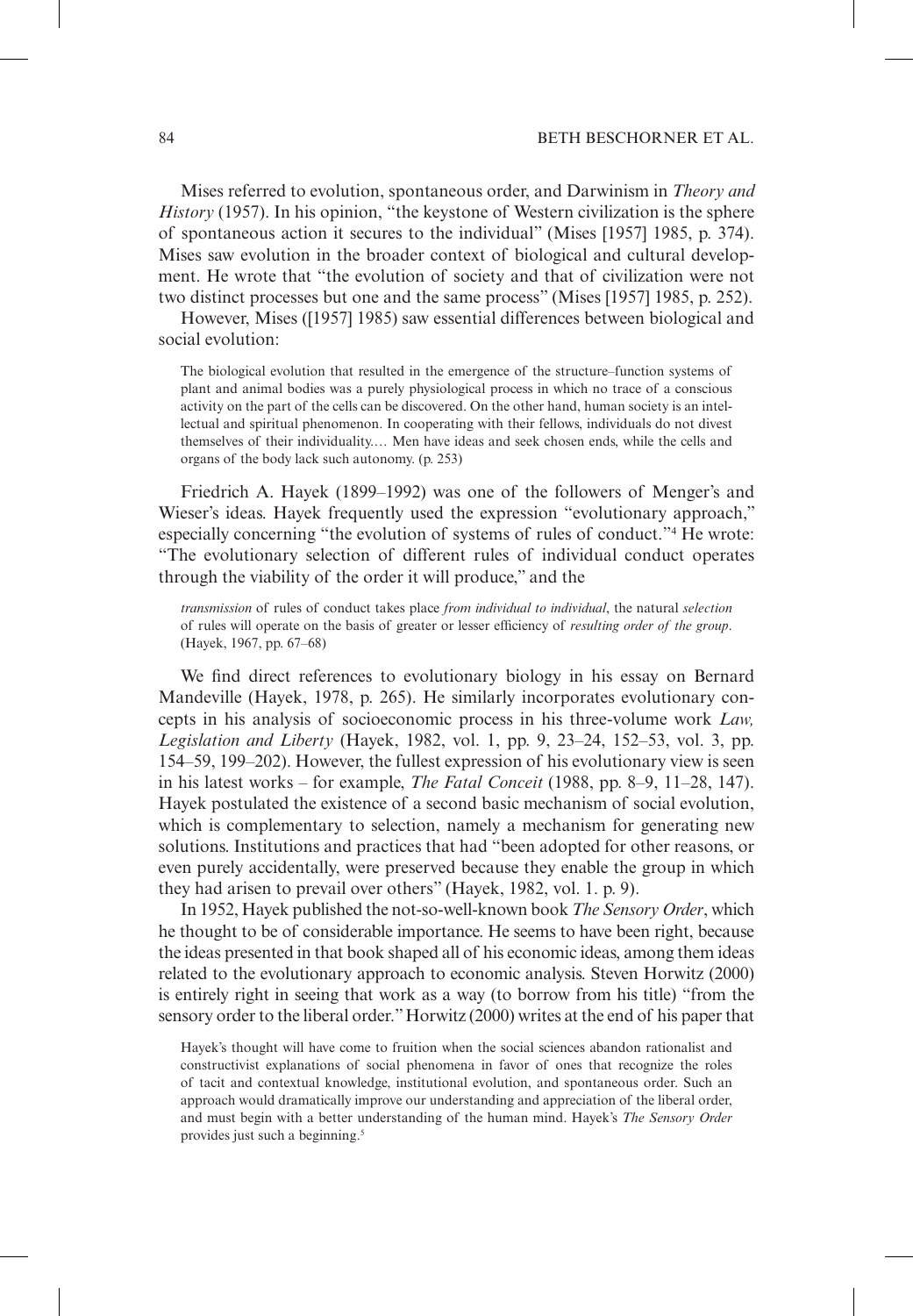Mises referred to evolution, spontaneous order, and Darwinism in *Theory and History* (1957). In his opinion, "the keystone of Western civilization is the sphere of spontaneous action it secures to the individual" (Mises [1957] 1985, p. 374). Mises saw evolution in the broader context of biological and cultural development. He wrote that "the evolution of society and that of civilization were not two distinct processes but one and the same process" (Mises [1957] 1985, p. 252).

However, Mises ([1957] 1985) saw essential differences between biological and social evolution:

> The biological evolution that resulted in the emergence of the structure–function systems of plant and animal bodies was a purely physiological process in which no trace of a conscious activity on the part of the cells can be discovered. On the other hand, human society is an intellectual and spiritual phenomenon. In cooperating with their fellows, individuals do not divest themselves of their individuality.… Men have ideas and seek chosen ends, while the cells and organs of the body lack such autonomy. (p. 253)

Friedrich A. Hayek (1899–1992) was one of the followers of Menger's and Wieser's ideas. Hayek frequently used the expression "evolutionary approach," especially concerning "the evolution of systems of rules of conduct."[4] He wrote: "The evolutionary selection of different rules of individual conduct operates through the viability of the order it will produce," and the

> *transmission* of rules of conduct takes place *from individual to individual*, the natural *selection* of rules will operate on the basis of greater or lesser efficiency of *resulting order of the group*. (Hayek, 1967, pp. 67–68)

We find direct references to evolutionary biology in his essay on Bernard Mandeville (Hayek, 1978, p. 265). He similarly incorporates evolutionary concepts in his analysis of socioeconomic process in his three-volume work *Law, Legislation and Liberty* (Hayek, 1982, vol. 1, pp. 9, 23–24, 152–53, vol. 3, pp. 154–59, 199–202). However, the fullest expression of his evolutionary view is seen in his latest works – for example, *The Fatal Conceit* (1988, pp. 8–9, 11–28, 147). Hayek postulated the existence of a second basic mechanism of social evolution, which is complementary to selection, namely a mechanism for generating new solutions. Institutions and practices that had "been adopted for other reasons, or even purely accidentally, were preserved because they enable the group in which they had arisen to prevail over others" (Hayek, 1982, vol. 1. p. 9).

In 1952, Hayek published the not-so-well-known book *The Sensory Order*, which he thought to be of considerable importance. He seems to have been right, because the ideas presented in that book shaped all of his economic ideas, among them ideas related to the evolutionary approach to economic analysis. Steven Horwitz (2000) is entirely right in seeing that work as a way (to borrow from his title) "from the sensory order to the liberal order." Horwitz (2000) writes at the end of his paper that

> Hayek's thought will have come to fruition when the social sciences abandon rationalist and constructivist explanations of social phenomena in favor of ones that recognize the roles of tacit and contextual knowledge, institutional evolution, and spontaneous order. Such an approach would dramatically improve our understanding and appreciation of the liberal order, and must begin with a better understanding of the human mind. Hayek's *The Sensory Order* provides just such a beginning.[5]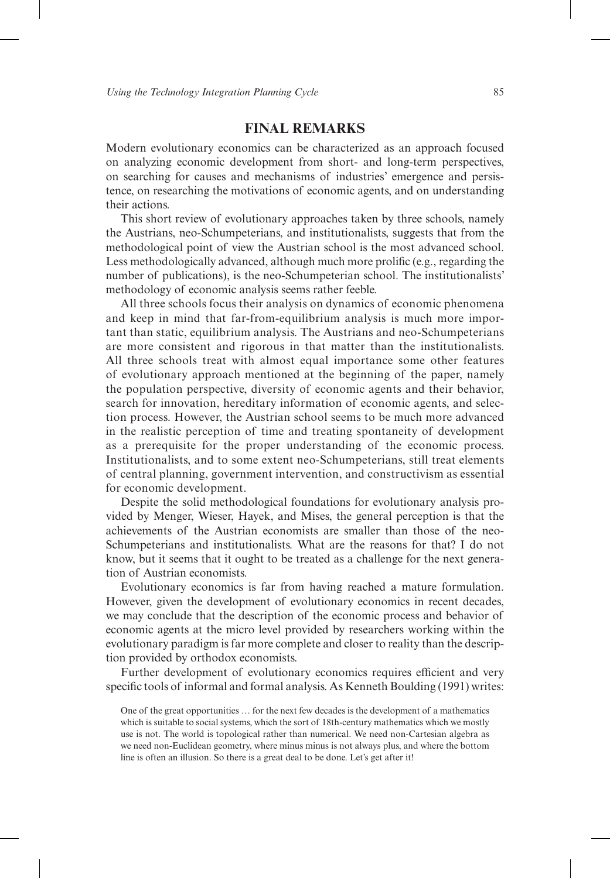## FINAL REMARKS

Modern evolutionary economics can be characterized as an approach focused on analyzing economic development from short- and long-term perspectives, on searching for causes and mechanisms of industries' emergence and persistence, on researching the motivations of economic agents, and on understanding their actions.

This short review of evolutionary approaches taken by three schools, namely the Austrians, neo-Schumpeterians, and institutionalists, suggests that from the methodological point of view the Austrian school is the most advanced school. Less methodologically advanced, although much more prolific (e.g., regarding the number of publications), is the neo-Schumpeterian school. The institutionalists' methodology of economic analysis seems rather feeble.

All three schools focus their analysis on dynamics of economic phenomena and keep in mind that far-from-equilibrium analysis is much more important than static, equilibrium analysis. The Austrians and neo-Schumpeterians are more consistent and rigorous in that matter than the institutionalists. All three schools treat with almost equal importance some other features of evolutionary approach mentioned at the beginning of the paper, namely the population perspective, diversity of economic agents and their behavior, search for innovation, hereditary information of economic agents, and selection process. However, the Austrian school seems to be much more advanced in the realistic perception of time and treating spontaneity of development as a prerequisite for the proper understanding of the economic process. Institutionalists, and to some extent neo-Schumpeterians, still treat elements of central planning, government intervention, and constructivism as essential for economic development.

Despite the solid methodological foundations for evolutionary analysis provided by Menger, Wieser, Hayek, and Mises, the general perception is that the achievements of the Austrian economists are smaller than those of the neo-Schumpeterians and institutionalists. What are the reasons for that? I do not know, but it seems that it ought to be treated as a challenge for the next generation of Austrian economists.

Evolutionary economics is far from having reached a mature formulation. However, given the development of evolutionary economics in recent decades, we may conclude that the description of the economic process and behavior of economic agents at the micro level provided by researchers working within the evolutionary paradigm is far more complete and closer to reality than the description provided by orthodox economists.

Further development of evolutionary economics requires efficient and very specific tools of informal and formal analysis. As Kenneth Boulding (1991) writes:

> One of the great opportunities … for the next few decades is the development of a mathematics which is suitable to social systems, which the sort of 18th-century mathematics which we mostly use is not. The world is topological rather than numerical. We need non-Cartesian algebra as we need non-Euclidean geometry, where minus minus is not always plus, and where the bottom line is often an illusion. So there is a great deal to be done. Let's get after it!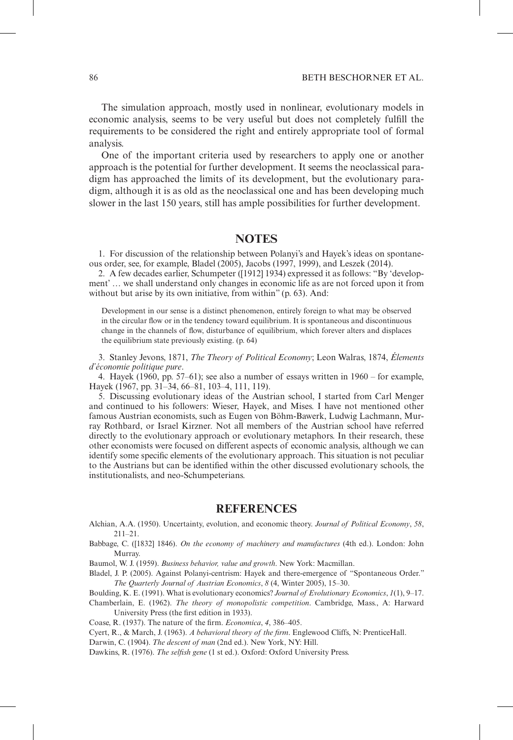The simulation approach, mostly used in nonlinear, evolutionary models in economic analysis, seems to be very useful but does not completely fulfill the requirements to be considered the right and entirely appropriate tool of formal analysis.

One of the important criteria used by researchers to apply one or another approach is the potential for further development. It seems the neoclassical paradigm has approached the limits of its development, but the evolutionary paradigm, although it is as old as the neoclassical one and has been developing much slower in the last 150 years, still has ample possibilities for further development.

## NOTES

1. For discussion of the relationship between Polanyi's and Hayek's ideas on spontaneous order, see, for example, Bladel (2005), Jacobs (1997, 1999), and Leszek (2014).

2. A few decades earlier, Schumpeter ([1912] 1934) expressed it as follows: "By 'development' … we shall understand only changes in economic life as are not forced upon it from without but arise by its own initiative, from within" (p. 63). And:

> Development in our sense is a distinct phenomenon, entirely foreign to what may be observed in the circular flow or in the tendency toward equilibrium. It is spontaneous and discontinuous change in the channels of flow, disturbance of equilibrium, which forever alters and displaces the equilibrium state previously existing. (p. 64)

3. Stanley Jevons, 1871, *The Theory of Political Economy*; Leon Walras, 1874, *Élements d'économie politique pure*.

4. Hayek (1960, pp. 57–61); see also a number of essays written in 1960 – for example, Hayek (1967, pp. 31–34, 66–81, 103–4, 111, 119).

5. Discussing evolutionary ideas of the Austrian school, I started from Carl Menger and continued to his followers: Wieser, Hayek, and Mises. I have not mentioned other famous Austrian economists, such as Eugen von Böhm-Bawerk, Ludwig Lachmann, Murray Rothbard, or Israel Kirzner. Not all members of the Austrian school have referred directly to the evolutionary approach or evolutionary metaphors. In their research, these other economists were focused on different aspects of economic analysis, although we can identify some specific elements of the evolutionary approach. This situation is not peculiar to the Austrians but can be identified within the other discussed evolutionary schools, the institutionalists, and neo-Schumpeterians.

## REFERENCES

Alchian, A.A. (1950). Uncertainty, evolution, and economic theory. *Journal of Political Economy*, *58*, 211–21.

Babbage, C. ([1832] 1846). *On the economy of machinery and manufactures* (4th ed.). London: John Murray.

Baumol, W. J. (1959). *Business behavior, value and growth*. New York: Macmillan.

Bladel, J. P. (2005). Against Polanyi-centrism: Hayek and there-emergence of "Spontaneous Order." *The Quarterly Journal of Austrian Economics*, *8* (4, Winter 2005), 15–30.

Boulding, K. E. (1991). What is evolutionary economics? *Journal of Evolutionary Economics*, *1*(1), 9–17.

Chamberlain, E. (1962). *The theory of monopolistic competition*. Cambridge, Mass., A: Harward University Press (the first edition in 1933).

Coase, R. (1937). The nature of the firm. *Economica*, *4*, 386–405.

Cyert, R., & March, J. (1963). *A behavioral theory of the firm*. Englewood Cliffs, N: PrenticeHall.

Darwin, C. (1904). *The descent of man* (2nd ed.). New York, NY: Hill.

Dawkins, R. (1976). *The selfish gene* (1 st ed.). Oxford: Oxford University Press.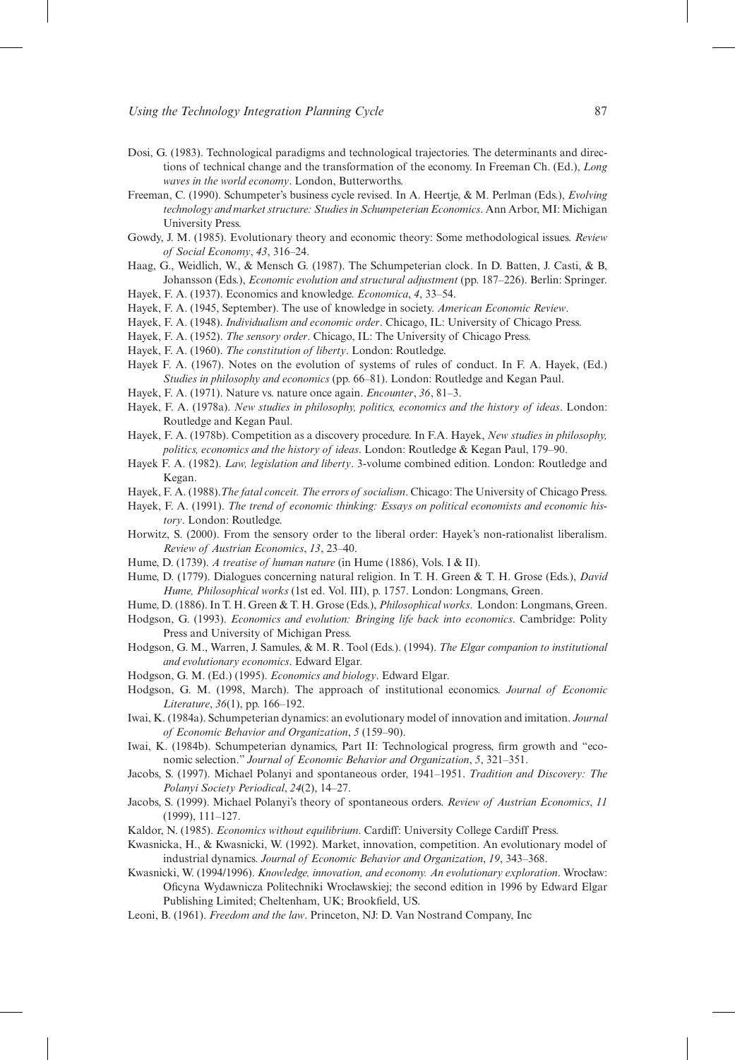Dosi, G. (1983). Technological paradigms and technological trajectories. The determinants and directions of technical change and the transformation of the economy. In Freeman Ch. (Ed.), *Long waves in the world economy*. London, Butterworths.

Freeman, C. (1990). Schumpeter's business cycle revised. In A. Heertje, & M. Perlman (Eds.), *Evolving technology and market structure: Studies in Schumpeterian Economics*. Ann Arbor, MI: Michigan University Press.

Gowdy, J. M. (1985). Evolutionary theory and economic theory: Some methodological issues. *Review of Social Economy*, *43*, 316–24.

Haag, G., Weidlich, W., & Mensch G. (1987). The Schumpeterian clock. In D. Batten, J. Casti, & B, Johansson (Eds.), *Economic evolution and structural adjustment* (pp. 187–226). Berlin: Springer.

Hayek, F. A. (1937). Economics and knowledge. *Economica*, *4*, 33–54.

Hayek, F. A. (1945, September). The use of knowledge in society. *American Economic Review*.

Hayek, F. A. (1948). *Individualism and economic order*. Chicago, IL: University of Chicago Press.

Hayek, F. A. (1952). *The sensory order*. Chicago, IL: The University of Chicago Press.

Hayek, F. A. (1960). *The constitution of liberty*. London: Routledge.

Hayek F. A. (1967). Notes on the evolution of systems of rules of conduct. In F. A. Hayek, (Ed.) *Studies in philosophy and economics* (pp. 66–81). London: Routledge and Kegan Paul.

Hayek, F. A. (1971). Nature vs. nature once again. *Encounter*, *36*, 81–3.

Hayek, F. A. (1978a). *New studies in philosophy, politics, economics and the history of ideas*. London: Routledge and Kegan Paul.

Hayek, F. A. (1978b). Competition as a discovery procedure. In F.A. Hayek, *New studies in philosophy, politics, economics and the history of ideas*. London: Routledge & Kegan Paul, 179–90.

Hayek F. A. (1982). *Law, legislation and liberty*. 3-volume combined edition. London: Routledge and Kegan.

Hayek, F. A. (1988).*The fatal conceit. The errors of socialism*. Chicago: The University of Chicago Press.

Hayek, F. A. (1991). *The trend of economic thinking: Essays on political economists and economic history*. London: Routledge.

Horwitz, S. (2000). From the sensory order to the liberal order: Hayek's non-rationalist liberalism. *Review of Austrian Economics*, *13*, 23–40.

Hume, D. (1739). *A treatise of human nature* (in Hume (1886), Vols. I & II).

Hume, D. (1779). Dialogues concerning natural religion. In T. H. Green & T. H. Grose (Eds.), *David Hume, Philosophical works* (1st ed. Vol. III), p. 1757. London: Longmans, Green.

Hume, D. (1886). In T. H. Green & T. H. Grose (Eds.), *Philosophical works*. London: Longmans, Green.

Hodgson, G. (1993). *Economics and evolution: Bringing life back into economics*. Cambridge: Polity Press and University of Michigan Press.

Hodgson, G. M., Warren, J. Samules, & M. R. Tool (Eds.). (1994). *The Elgar companion to institutional and evolutionary economics*. Edward Elgar.

Hodgson, G. M. (Ed.) (1995). *Economics and biology*. Edward Elgar.

Hodgson, G. M. (1998, March). The approach of institutional economics. *Journal of Economic Literature*, *36*(1), pp. 166–192.

Iwai, K. (1984a). Schumpeterian dynamics: an evolutionary model of innovation and imitation. *Journal of Economic Behavior and Organization*, *5* (159–90).

Iwai, K. (1984b). Schumpeterian dynamics, Part II: Technological progress, firm growth and "economic selection." *Journal of Economic Behavior and Organization*, *5*, 321–351.

Jacobs, S. (1997). Michael Polanyi and spontaneous order, 1941–1951. *Tradition and Discovery: The Polanyi Society Periodical*, *24*(2), 14–27.

Jacobs, S. (1999). Michael Polanyi's theory of spontaneous orders. *Review of Austrian Economics*, *11* (1999), 111–127.

Kaldor, N. (1985). *Economics without equilibrium*. Cardiff: University College Cardiff Press.

Kwasnicka, H., & Kwasnicki, W. (1992). Market, innovation, competition. An evolutionary model of industrial dynamics. *Journal of Economic Behavior and Organization*, *19*, 343–368.

Kwasnicki, W. (1994/1996). *Knowledge, innovation, and economy. An evolutionary exploration*. Wrocław: Oficyna Wydawnicza Politechniki Wrocławskiej; the second edition in 1996 by Edward Elgar Publishing Limited; Cheltenham, UK; Brookfield, US.

Leoni, B. (1961). *Freedom and the law*. Princeton, NJ: D. Van Nostrand Company, Inc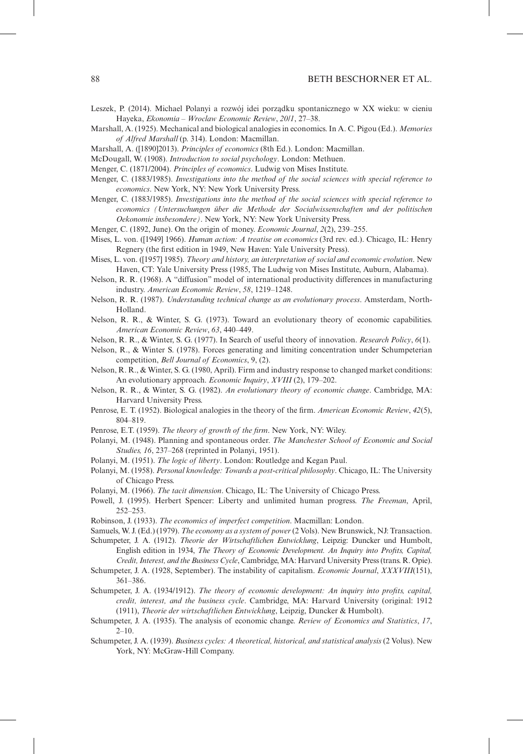Leszek, P. (2014). Michael Polanyi a rozwój idei porządku spontanicznego w XX wieku: w cieniu Hayeka, *Ekonomia – Wroclaw Economic Review*, *20*/*1*, 27–38.

Marshall, A. (1925). Mechanical and biological analogies in economics. In A. C. Pigou (Ed.). *Memories of Alfred Marshall* (p. 314). London: Macmillan.

Marshall, A. ([1890]2013). *Principles of economics* (8th Ed.). London: Macmillan.

McDougall, W. (1908). *Introduction to social psychology*. London: Methuen.

Menger, C. (1871/2004). *Principles of economics*. Ludwig von Mises Institute.

Menger, C. (1883/1985). *Investigations into the method of the social sciences with special reference to economics*. New York, NY: New York University Press.

Menger, C. (1883/1985). *Investigations into the method of the social sciences with special reference to economics (Untersuchungen über die Methode der Socialwissenschaften und der politischen Oekonomie insbesondere)*. New York, NY: New York University Press.

Menger, C. (1892, June). On the origin of money. *Economic Journal*, *2*(2), 239–255.

Mises, L. von. ([1949] 1966). *Human action: A treatise on economics* (3rd rev. ed.). Chicago, IL: Henry Regnery (the first edition in 1949, New Haven: Yale University Press).

Mises, L. von. ([1957] 1985). *Theory and history, an interpretation of social and economic evolution*. New Haven, CT: Yale University Press (1985, The Ludwig von Mises Institute, Auburn, Alabama).

Nelson, R. R. (1968). A "diffusion" model of international productivity differences in manufacturing industry. *American Economic Review*, *58*, 1219–1248.

Nelson, R. R. (1987). *Understanding technical change as an evolutionary process*. Amsterdam, North-Holland.

Nelson, R. R., & Winter, S. G. (1973). Toward an evolutionary theory of economic capabilities. *American Economic Review*, *63*, 440–449.

Nelson, R. R., & Winter, S. G. (1977). In Search of useful theory of innovation. *Research Policy*, *6*(1).

Nelson, R., & Winter S. (1978). Forces generating and limiting concentration under Schumpeterian competition, *Bell Journal of Economics*, 9, (2).

Nelson, R. R., & Winter, S. G. (1980, April). Firm and industry response to changed market conditions: An evolutionary approach. *Economic Inquiry*, *XVIII* (2), 179–202.

Nelson, R. R., & Winter, S. G. (1982). *An evolutionary theory of economic change*. Cambridge, MA: Harvard University Press.

Penrose, E. T. (1952). Biological analogies in the theory of the firm. *American Economic Review*, *42*(5), 804–819.

Penrose, E.T. (1959). *The theory of growth of the firm*. New York, NY: Wiley.

Polanyi, M. (1948). Planning and spontaneous order. *The Manchester School of Economic and Social Studies, 16*, 237–268 (reprinted in Polanyi, 1951).

Polanyi, M. (1951). *The logic of liberty*. London: Routledge and Kegan Paul.

Polanyi, M. (1958). *Personal knowledge: Towards a post-critical philosophy*. Chicago, IL: The University of Chicago Press.

Polanyi, M. (1966). *The tacit dimension*. Chicago, IL: The University of Chicago Press.

Powell, J. (1995). Herbert Spencer: Liberty and unlimited human progress. *The Freeman*, April, 252–253.

Robinson, J. (1933). *The economics of imperfect competition*. Macmillan: London.

Samuels, W. J. (Ed.) (1979). *The economy as a system of power* (2 Vols). New Brunswick, NJ: Transaction.

Schumpeter, J. A. (1912). *Theorie der Wirtschaftlichen Entwicklung*, Leipzig: Duncker und Humbolt, English edition in 1934, *The Theory of Economic Development. An Inquiry into Profits, Capital, Credit, Interest, and the Business Cycle*, Cambridge, MA: Harvard University Press (trans. R. Opie).

Schumpeter, J. A. (1928, September). The instability of capitalism. *Economic Journal*, *XXXVIII*(151), 361–386.

Schumpeter, J. A. (1934/1912). *The theory of economic development: An inquiry into profits, capital, credit, interest, and the business cycle*. Cambridge, MA: Harvard University (original: 1912 (1911), *Theorie der wirtschaftlichen Entwicklung*, Leipzig, Duncker & Humbolt).

Schumpeter, J. A. (1935). The analysis of economic change. *Review of Economics and Statistics*, *17*, 2–10.

Schumpeter, J. A. (1939). *Business cycles: A theoretical, historical, and statistical analysis* (2 Volus). New York, NY: McGraw-Hill Company.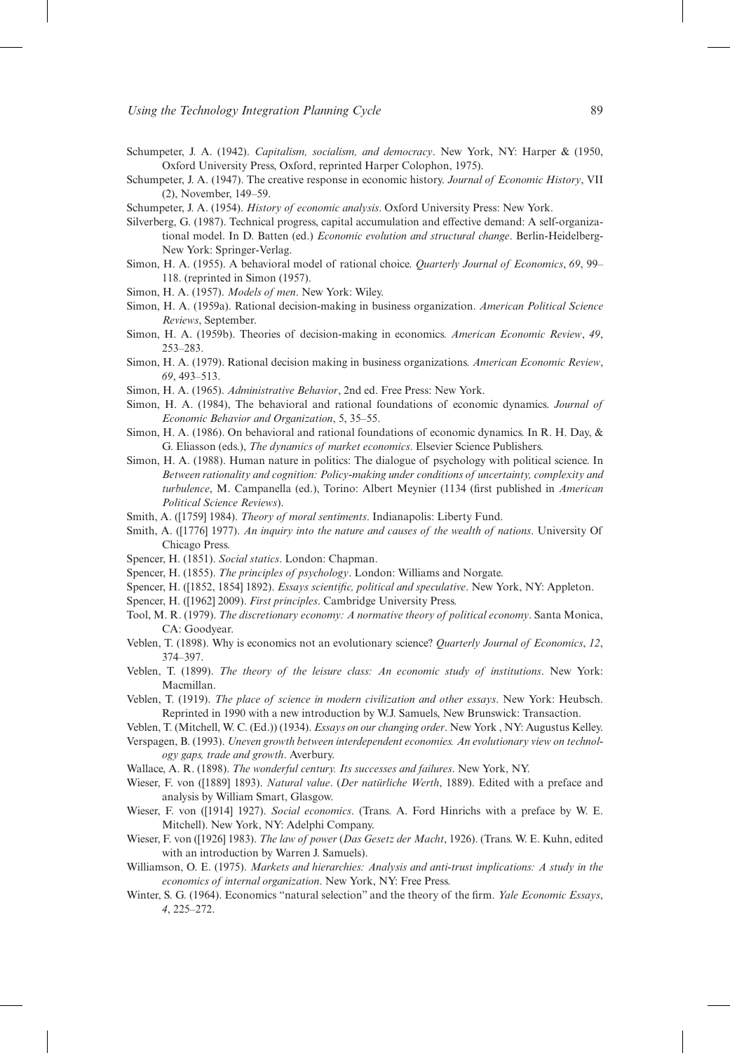Schumpeter, J. A. (1942). *Capitalism, socialism, and democracy*. New York, NY: Harper & (1950, Oxford University Press, Oxford, reprinted Harper Colophon, 1975).

Schumpeter, J. A. (1947). The creative response in economic history. *Journal of Economic History*, VII (2), November, 149–59.

Schumpeter, J. A. (1954). *History of economic analysis*. Oxford University Press: New York.

Silverberg, G. (1987). Technical progress, capital accumulation and effective demand: A self-organizational model. In D. Batten (ed.) *Economic evolution and structural change*. Berlin-Heidelberg-New York: Springer-Verlag.

Simon, H. A. (1955). A behavioral model of rational choice. *Quarterly Journal of Economics*, *69*, 99–118. (reprinted in Simon (1957).

Simon, H. A. (1957). *Models of men*. New York: Wiley.

Simon, H. A. (1959a). Rational decision-making in business organization. *American Political Science Reviews*, September.

Simon, H. A. (1959b). Theories of decision-making in economics. *American Economic Review*, *49*, 253–283.

Simon, H. A. (1979). Rational decision making in business organizations. *American Economic Review*, *69*, 493–513.

Simon, H. A. (1965). *Administrative Behavior*, 2nd ed. Free Press: New York.

Simon, H. A. (1984), The behavioral and rational foundations of economic dynamics. *Journal of Economic Behavior and Organization*, 5, 35–55.

Simon, H. A. (1986). On behavioral and rational foundations of economic dynamics. In R. H. Day, & G. Eliasson (eds.), *The dynamics of market economics*. Elsevier Science Publishers.

Simon, H. A. (1988). Human nature in politics: The dialogue of psychology with political science. In *Between rationality and cognition: Policy-making under conditions of uncertainty, complexity and turbulence*, M. Campanella (ed.), Torino: Albert Meynier (1134 (first published in *American Political Science Reviews*).

Smith, A. ([1759] 1984). *Theory of moral sentiments*. Indianapolis: Liberty Fund.

Smith, A. ([1776] 1977). *An inquiry into the nature and causes of the wealth of nations*. University Of Chicago Press.

Spencer, H. (1851). *Social statics*. London: Chapman.

Spencer, H. (1855). *The principles of psychology*. London: Williams and Norgate.

Spencer, H. ([1852, 1854] 1892). *Essays scientific, political and speculative*. New York, NY: Appleton.

Spencer, H. ([1962] 2009). *First principles*. Cambridge University Press.

Tool, M. R. (1979). *The discretionary economy: A normative theory of political economy*. Santa Monica, CA: Goodyear.

Veblen, T. (1898). Why is economics not an evolutionary science? *Quarterly Journal of Economics*, *12*, 374–397.

Veblen, T. (1899). *The theory of the leisure class: An economic study of institutions*. New York: Macmillan.

Veblen, T. (1919). *The place of science in modern civilization and other essays*. New York: Heubsch. Reprinted in 1990 with a new introduction by W.J. Samuels, New Brunswick: Transaction.

Veblen, T. (Mitchell, W. C. (Ed.)) (1934). *Essays on our changing order*. New York , NY: Augustus Kelley.

Verspagen, B. (1993). *Uneven growth between interdependent economies. An evolutionary view on technology gaps, trade and growth*. Averbury.

Wallace, A. R. (1898). *The wonderful century. Its successes and failures*. New York, NY.

Wieser, F. von ([1889] 1893). *Natural value*. (*Der natürliche Werth*, 1889). Edited with a preface and analysis by William Smart, Glasgow.

Wieser, F. von ([1914] 1927). *Social economics*. (Trans. A. Ford Hinrichs with a preface by W. E. Mitchell). New York, NY: Adelphi Company.

Wieser, F. von ([1926] 1983). *The law of power* (*Das Gesetz der Macht*, 1926). (Trans. W. E. Kuhn, edited with an introduction by Warren J. Samuels).

Williamson, O. E. (1975). *Markets and hierarchies: Analysis and anti-trust implications: A study in the economics of internal organization*. New York, NY: Free Press.

Winter, S. G. (1964). Economics "natural selection" and the theory of the firm. *Yale Economic Essays*, *4*, 225–272.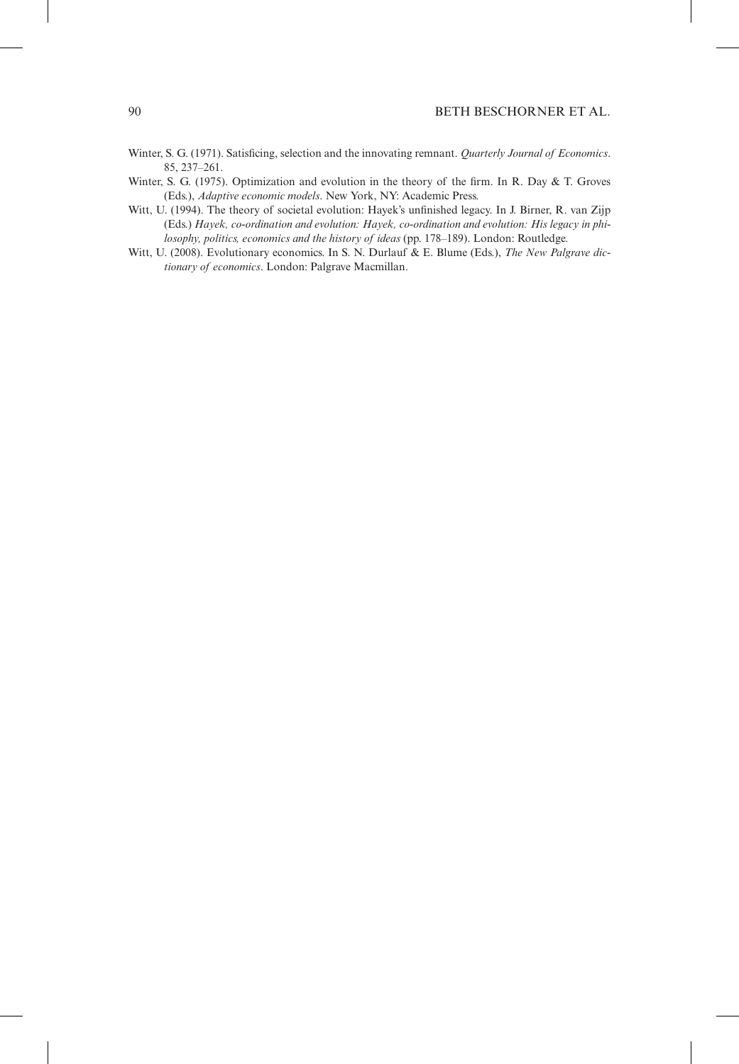Winter, S. G. (1971). Satisficing, selection and the innovating remnant. *Quarterly Journal of Economics*. 85, 237–261.

Winter, S. G. (1975). Optimization and evolution in the theory of the firm. In R. Day & T. Groves (Eds.), *Adaptive economic models*. New York, NY: Academic Press.

Witt, U. (1994). The theory of societal evolution: Hayek's unfinished legacy. In J. Birner, R. van Zijp (Eds.) *Hayek, co-ordination and evolution: Hayek, co-ordination and evolution: His legacy in philosophy, politics, economics and the history of ideas* (pp. 178–189). London: Routledge.

Witt, U. (2008). Evolutionary economics. In S. N. Durlauf & E. Blume (Eds.), *The New Palgrave dictionary of economics*. London: Palgrave Macmillan.